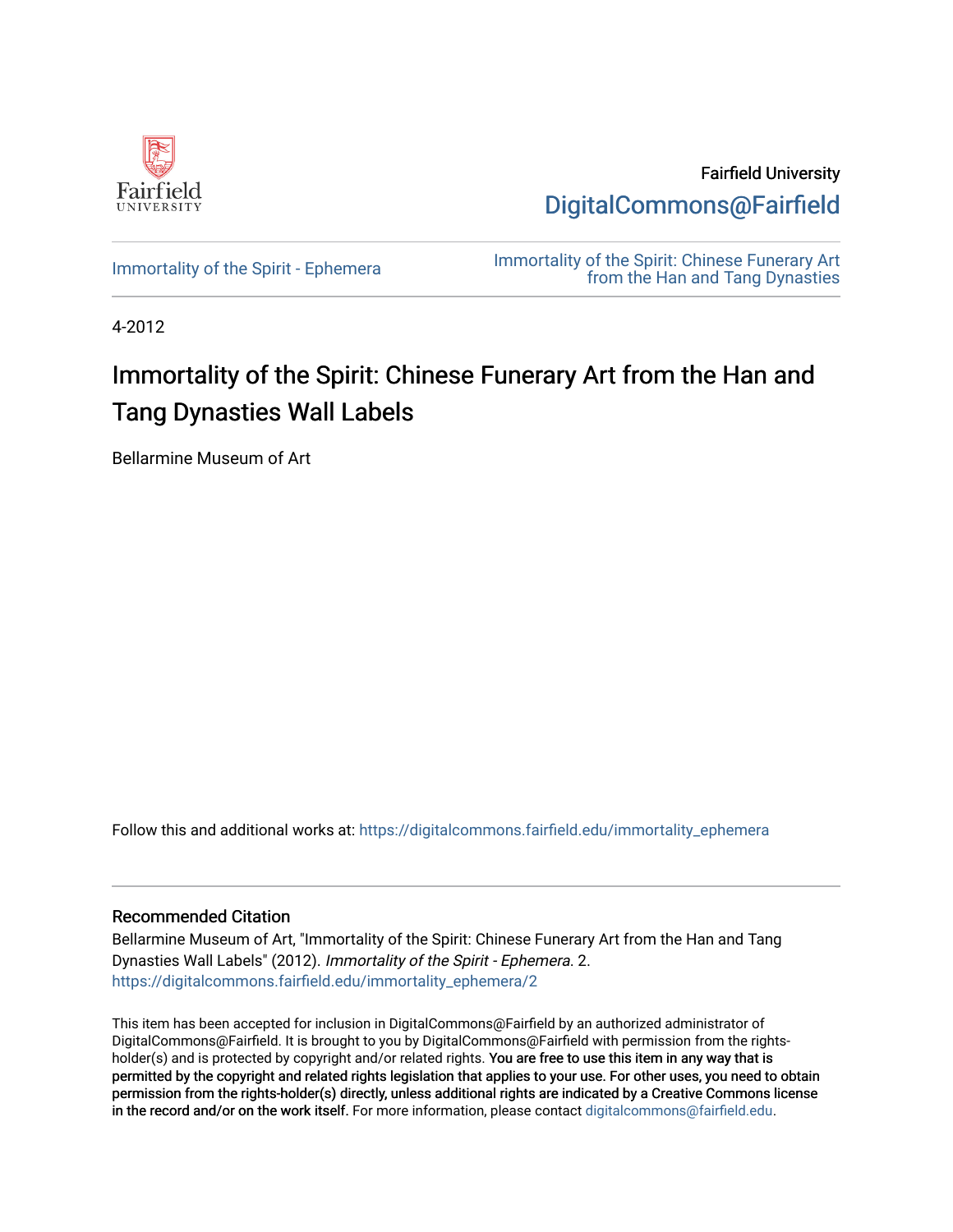Fairfield University

DigitalCommons@Fairfield

Immortality of the Spirit - Ephemera

Immortality of the Spirit: Chinese Funerary Art from the Han and Tang Dynasties

4-2012

# Immortality of the Spirit: Chinese Funerary Art from the Han and Tang Dynasties Wall Labels

Bellarmine Museum of Art

Follow this and additional works at: https://digitalcommons.fairfield.edu/immortality_ephemera

## Recommended Citation

Bellarmine Museum of Art, "Immortality of the Spirit: Chinese Funerary Art from the Han and Tang Dynasties Wall Labels" (2012). *Immortality of the Spirit - Ephemera*. 2.
https://digitalcommons.fairfield.edu/immortality_ephemera/2

This item has been accepted for inclusion in DigitalCommons@Fairfield by an authorized administrator of DigitalCommons@Fairfield. It is brought to you by DigitalCommons@Fairfield with permission from the rights-holder(s) and is protected by copyright and/or related rights. **You are free to use this item in any way that is permitted by the copyright and related rights legislation that applies to your use. For other uses, you need to obtain permission from the rights-holder(s) directly, unless additional rights are indicated by a Creative Commons license in the record and/or on the work itself.** For more information, please contact digitalcommons@fairfield.edu.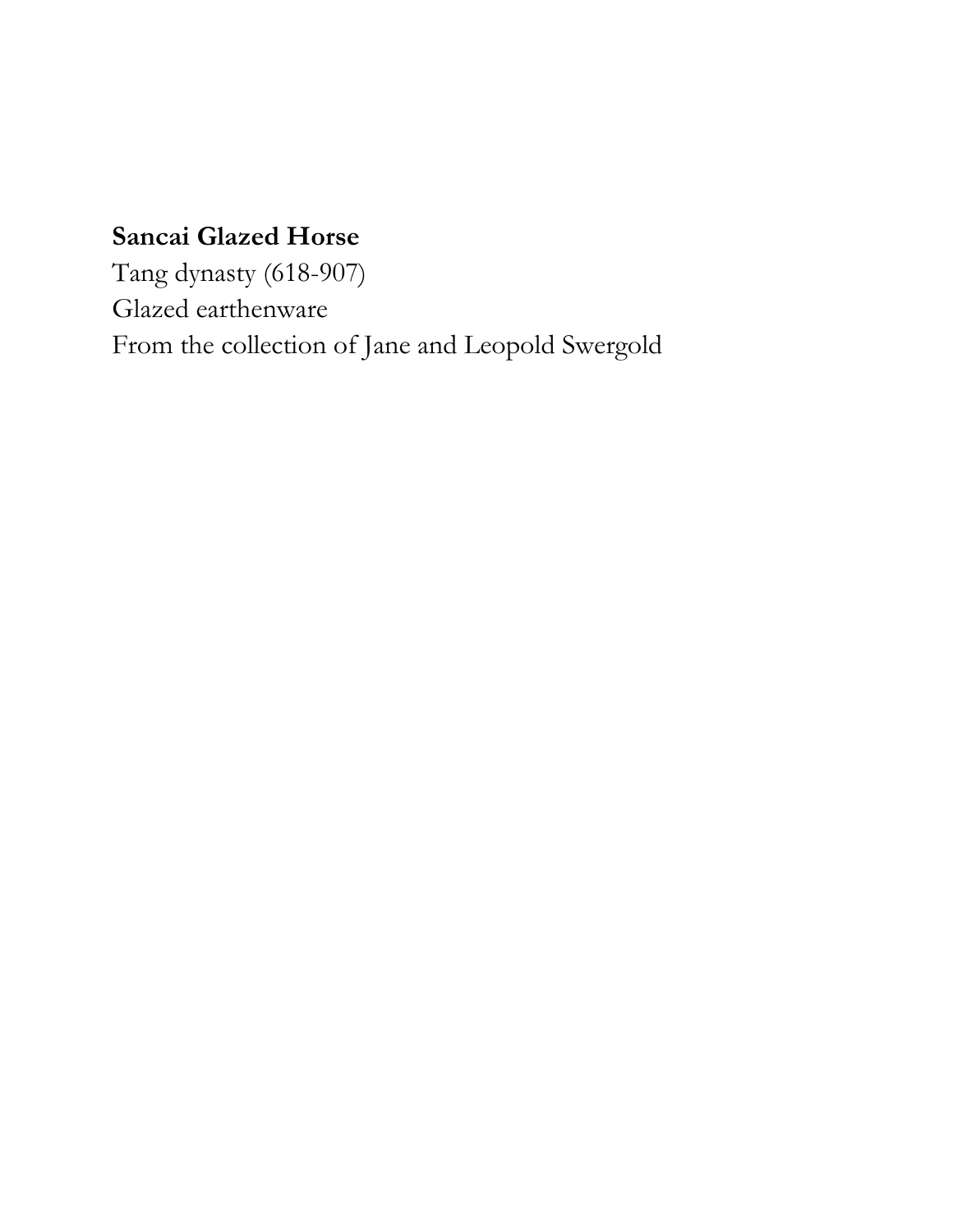**Sancai Glazed Horse**
Tang dynasty (618-907)
Glazed earthenware
From the collection of Jane and Leopold Swergold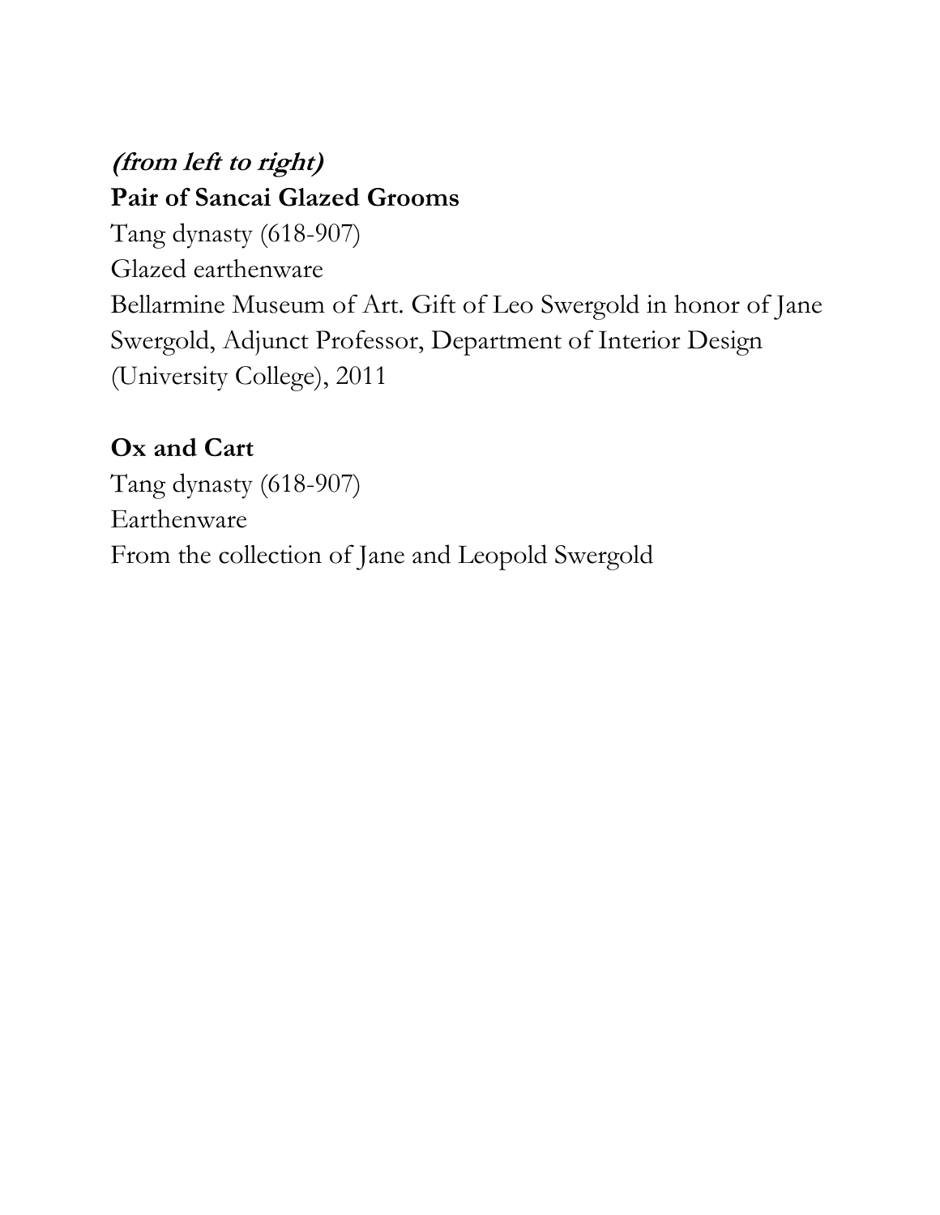***(from left to right)***

**Pair of Sancai Glazed Grooms**

Tang dynasty (618-907)
Glazed earthenware
Bellarmine Museum of Art. Gift of Leo Swergold in honor of Jane Swergold, Adjunct Professor, Department of Interior Design (University College), 2011

**Ox and Cart**

Tang dynasty (618-907)
Earthenware
From the collection of Jane and Leopold Swergold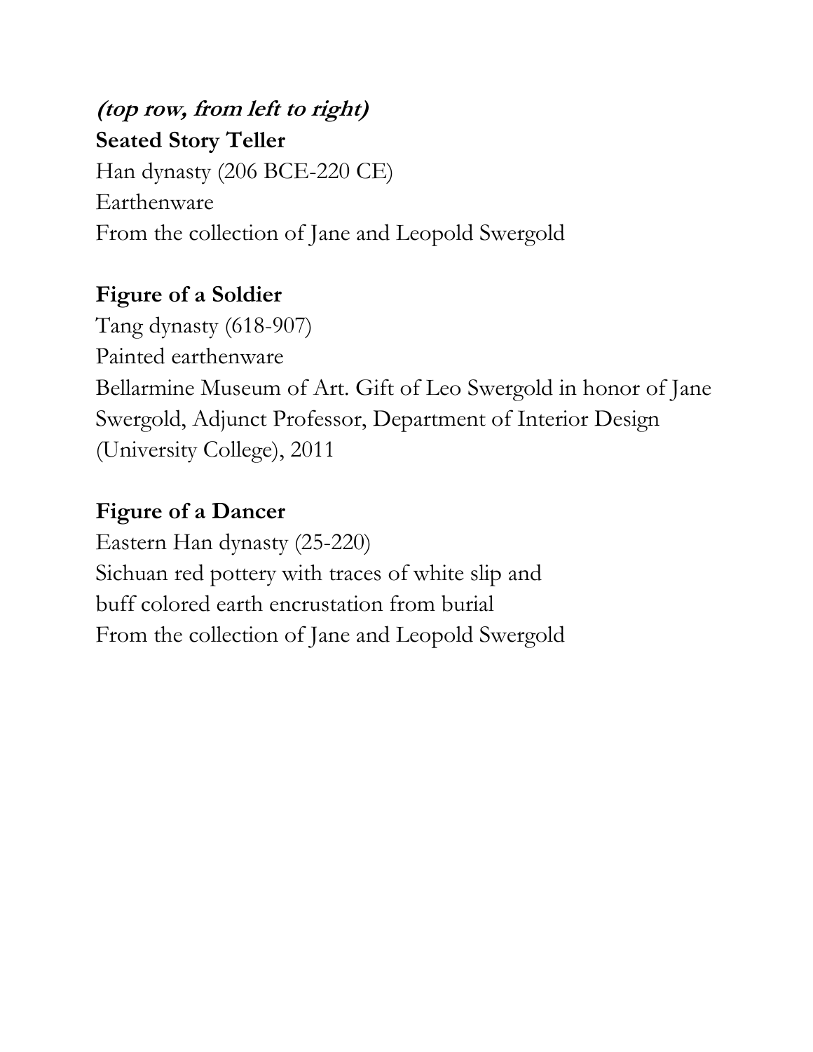***(top row, from left to right)***

**Seated Story Teller**
Han dynasty (206 BCE-220 CE)
Earthenware
From the collection of Jane and Leopold Swergold

**Figure of a Soldier**
Tang dynasty (618-907)
Painted earthenware
Bellarmine Museum of Art. Gift of Leo Swergold in honor of Jane Swergold, Adjunct Professor, Department of Interior Design (University College), 2011

**Figure of a Dancer**
Eastern Han dynasty (25-220)
Sichuan red pottery with traces of white slip and
buff colored earth encrustation from burial
From the collection of Jane and Leopold Swergold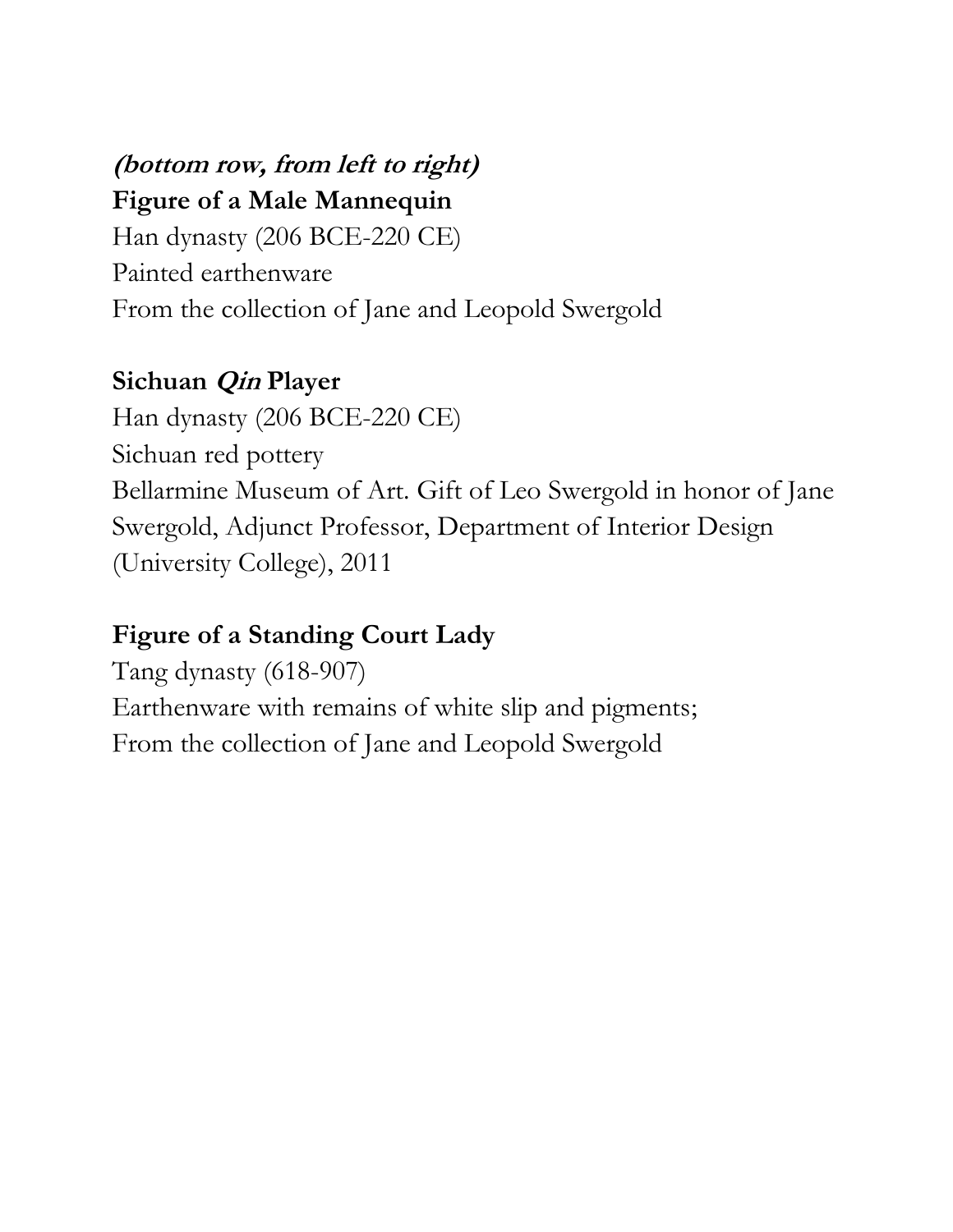***(bottom row, from left to right)***

**Figure of a Male Mannequin**
Han dynasty (206 BCE-220 CE)
Painted earthenware
From the collection of Jane and Leopold Swergold

**Sichuan *Qin* Player**
Han dynasty (206 BCE-220 CE)
Sichuan red pottery
Bellarmine Museum of Art. Gift of Leo Swergold in honor of Jane Swergold, Adjunct Professor, Department of Interior Design (University College), 2011

**Figure of a Standing Court Lady**
Tang dynasty (618-907)
Earthenware with remains of white slip and pigments;
From the collection of Jane and Leopold Swergold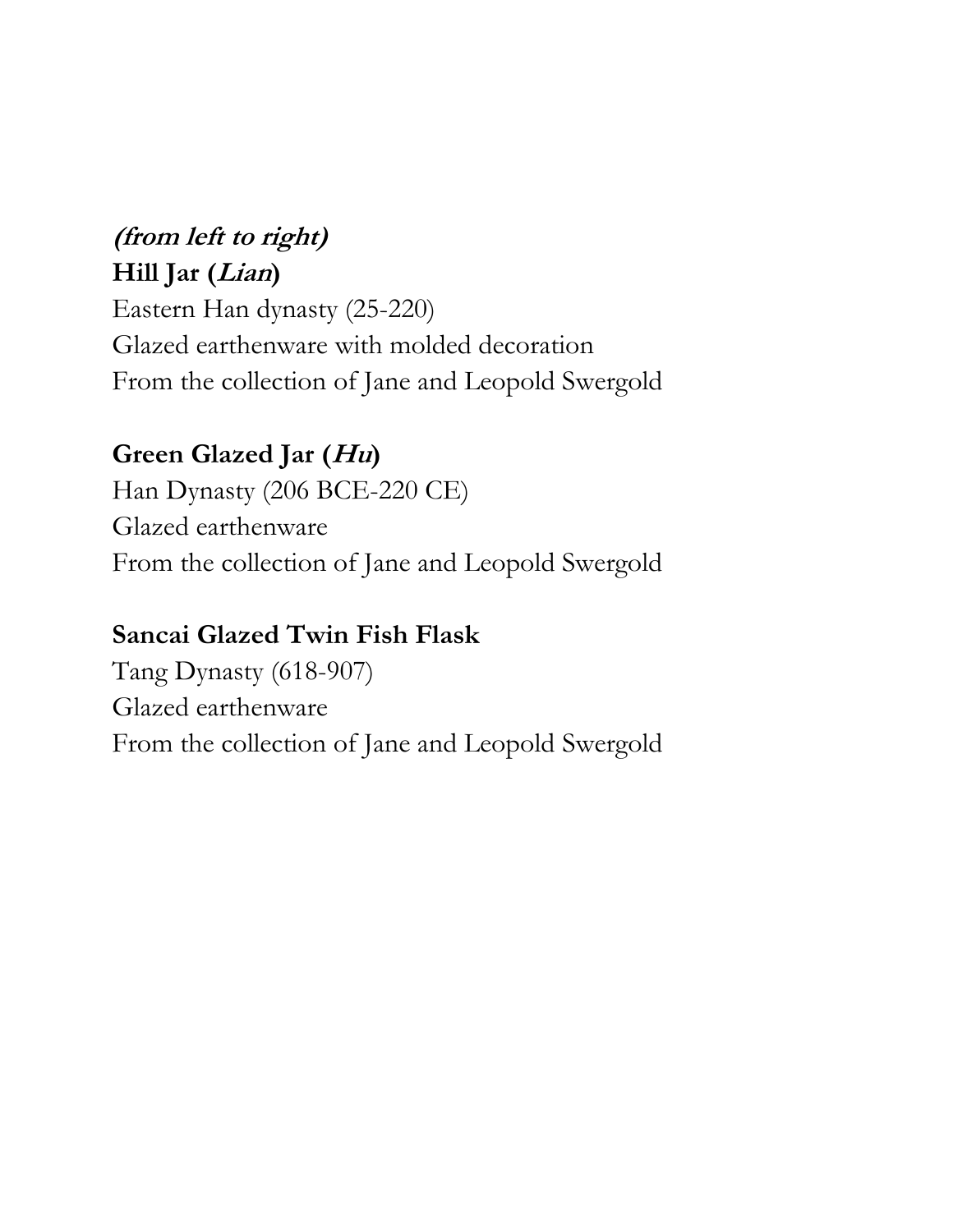***(from left to right)***
**Hill Jar (*Lian*)**
Eastern Han dynasty (25-220)
Glazed earthenware with molded decoration
From the collection of Jane and Leopold Swergold

**Green Glazed Jar (*Hu*)**
Han Dynasty (206 BCE-220 CE)
Glazed earthenware
From the collection of Jane and Leopold Swergold

**Sancai Glazed Twin Fish Flask**
Tang Dynasty (618-907)
Glazed earthenware
From the collection of Jane and Leopold Swergold